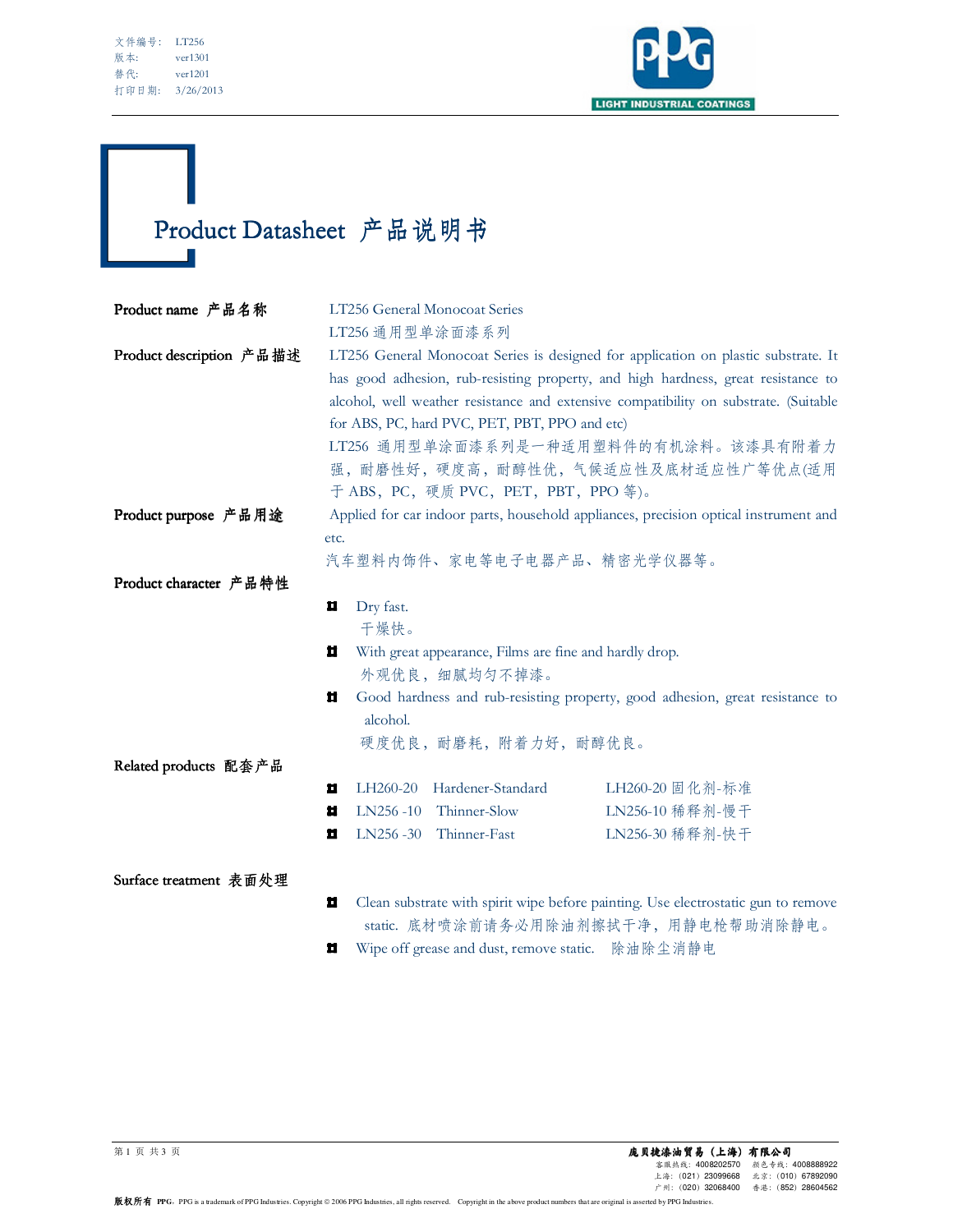文件编号：LT256
版本：ver1301
替代：ver1201
打印日期：3/26/2013

LIGHT INDUSTRIAL COATINGS

# Product Datasheet 产品说明书

**Product name 产品名称**

LT256 General Monocoat Series

LT256 通用型单涂面漆系列

**Product description 产品描述**

LT256 General Monocoat Series is designed for application on plastic substrate. It has good adhesion, rub-resisting property, and high hardness, great resistance to alcohol, well weather resistance and extensive compatibility on substrate. (Suitable for ABS, PC, hard PVC, PET, PBT, PPO and etc)

LT256 通用型单涂面漆系列是一种适用塑料件的有机涂料。该漆具有附着力强，耐磨性好，硬度高，耐醇性优，气候适应性及底材适应性广等优点(适用于 ABS，PC，硬质 PVC，PET，PBT，PPO 等)。

**Product purpose 产品用途**

Applied for car indoor parts, household appliances, precision optical instrument and etc.

汽车塑料内饰件、家电等电子电器产品、精密光学仪器等。

**Product character 产品特性**

- Dry fast.
  干燥快。
- With great appearance, Films are fine and hardly drop.
  外观优良，细腻均匀不掉漆。
- Good hardness and rub-resisting property, good adhesion, great resistance to alcohol.
  硬度优良，耐磨耗，附着力好，耐醇优良。

**Related products 配套产品**

- LH260-20 Hardener-Standard LH260-20 固化剂-标准
- LN256 -10 Thinner-Slow LN256-10 稀释剂-慢干
- LN256 -30 Thinner-Fast LN256-30 稀释剂-快干

**Surface treatment 表面处理**

- Clean substrate with spirit wipe before painting. Use electrostatic gun to remove static. 底材喷涂前请务必用除油剂擦拭干净，用静电枪帮助消除静电。
- Wipe off grease and dust, remove static. 除油除尘消静电

庞贝捷漆油贸易（上海）有限公司
客服热线：4008202570 颜色专线：4008888922
上海：（021）23099668 北京：（010）67892090
广州：（020）32068400 香港：（852）28604562

版权所有 PPG。PPG is a trademark of PPG Industries. Copyright © 2006 PPG Industries, all rights reserved. Copyright in the above product numbers that are original is asserted by PPG Industries.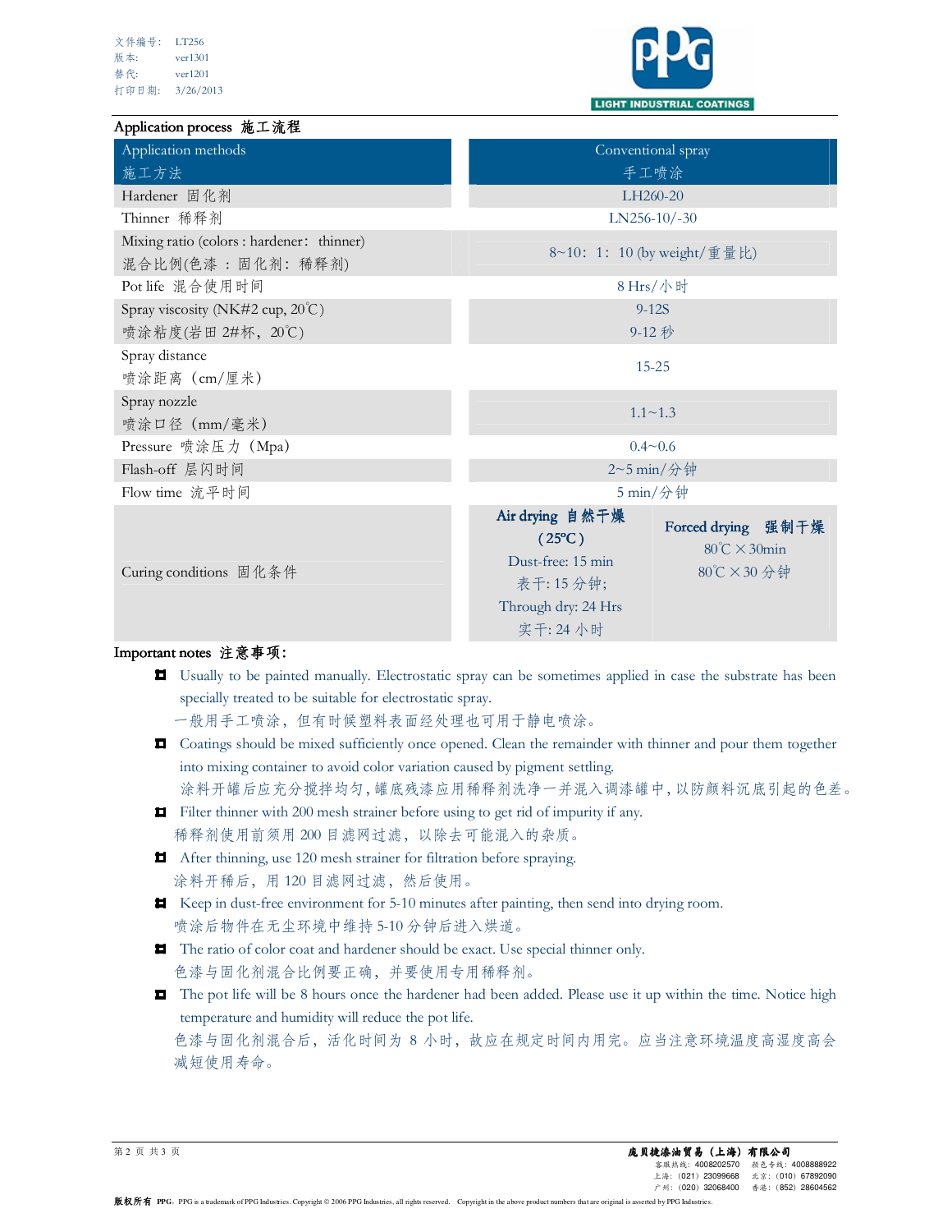文件编号： LT256
版本： ver1301
替代： ver1201
打印日期： 3/26/2013

## Application process 施工流程

| Application methods 施工方法 | Conventional spray 手工喷涂 | |
|---|---|---|
| Hardener 固化剂 | LH260-20 | |
| Thinner 稀释剂 | LN256-10/-30 | |
| Mixing ratio (colors : hardener： thinner) 混合比例(色漆 ：固化剂：稀释剂) | 8~10：1：10 (by weight/重量比) | |
| Pot life 混合使用时间 | 8 Hrs/小时 | |
| Spray viscosity (NK#2 cup, 20℃) 喷涂粘度(岩田 2#杯，20℃) | 9-12S 9-12 秒 | |
| Spray distance 喷涂距离（cm/厘米） | 15-25 | |
| Spray nozzle 喷涂口径（mm/毫米） | 1.1~1.3 | |
| Pressure 喷涂压力（Mpa） | 0.4~0.6 | |
| Flash-off 层闪时间 | 2~5 min/分钟 | |
| Flow time 流平时间 | 5 min/分钟 | |
| Curing conditions 固化条件 | **Air drying 自然干燥 (25℃)** Dust-free: 15 min 表干: 15 分钟; Through dry: 24 Hrs 实干: 24 小时 | **Forced drying 强制干燥** 80℃ ×30min 80℃ ×30 分钟 |

## Important notes 注意事项:

- Usually to be painted manually. Electrostatic spray can be sometimes applied in case the substrate has been specially treated to be suitable for electrostatic spray.
  一般用手工喷涂，但有时候塑料表面经处理也可用于静电喷涂。
- Coatings should be mixed sufficiently once opened. Clean the remainder with thinner and pour them together into mixing container to avoid color variation caused by pigment settling.
  涂料开罐后应充分搅拌均匀，罐底残漆应用稀释剂洗净一并混入调漆罐中，以防颜料沉底引起的色差。
- Filter thinner with 200 mesh strainer before using to get rid of impurity if any.
  稀释剂使用前须用 200 目滤网过滤，以除去可能混入的杂质。
- After thinning, use 120 mesh strainer for filtration before spraying.
  涂料开稀后，用 120 目滤网过滤，然后使用。
- Keep in dust-free environment for 5-10 minutes after painting, then send into drying room.
  喷涂后物件在无尘环境中维持 5-10 分钟后进入烘道。
- The ratio of color coat and hardener should be exact. Use special thinner only.
  色漆与固化剂混合比例要正确，并要使用专用稀释剂。
- The pot life will be 8 hours once the hardener had been added. Please use it up within the time. Notice high temperature and humidity will reduce the pot life.
  色漆与固化剂混合后，活化时间为 8 小时，故应在规定时间内用完。应当注意环境温度高湿度高会减短使用寿命。

庞贝捷漆油贸易（上海）有限公司
客服热线：4008202570 颜色专线：4008888922
上海：（021）23099668 北京：（010）67892090
广州：（020）32068400 香港：（852）28604562

版权所有 PPG。PPG is a trademark of PPG Industries. Copyright © 2006 PPG Industries, all rights reserved. Copyright in the above product numbers that are original is asserted by PPG Industries.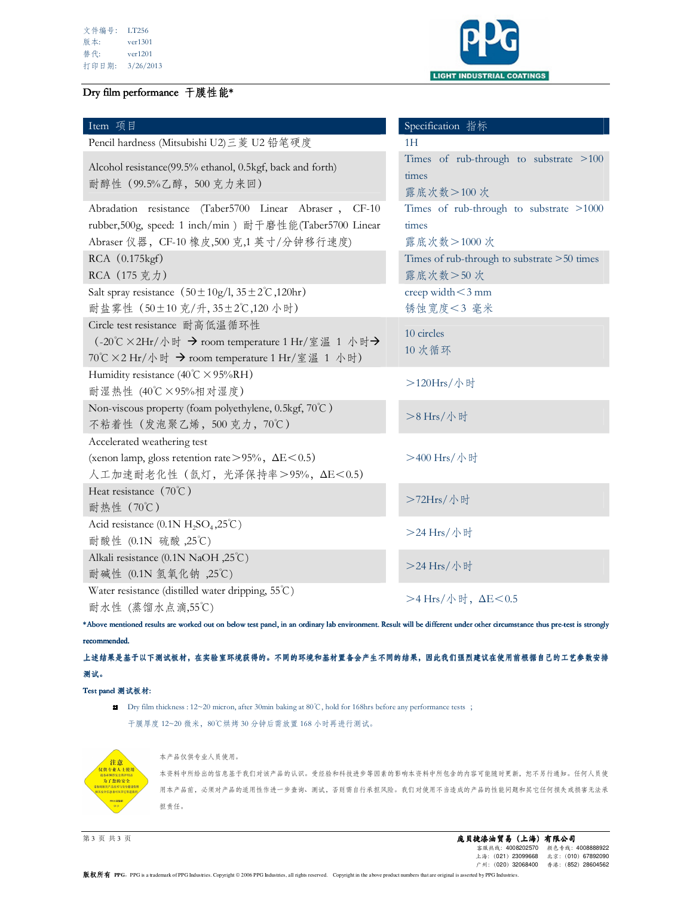文件编号: LT256
版本: ver1301
替代: ver1201
打印日期: 3/26/2013

## Dry film performance 干膜性能*

| Item 项目 | Specification 指标 |
|---|---|
| Pencil hardness (Mitsubishi U2)三菱 U2 铅笔硬度 | 1H |
| Alcohol resistance(99.5% ethanol, 0.5kgf, back and forth)<br>耐醇性（99.5%乙醇，500 克力来回） | Times of rub-through to substrate >100 times<br>露底次数＞100 次 |
| Abradation resistance (Taber5700 Linear Abraser , CF-10 rubber,500g, speed: 1 inch/min ）耐干磨性能(Taber5700 Linear Abraser 仪器，CF-10 橡皮,500 克,1 英寸/分钟移行速度) | Times of rub-through to substrate >1000 times<br>露底次数＞1000 次 |
| RCA（0.175kgf）<br>RCA（175 克力） | Times of rub-through to substrate >50 times<br>露底次数＞50 次 |
| Salt spray resistance（50±10g/l, 35±2℃,120hr）<br>耐盐雾性（50±10 克/升, 35±2℃,120 小时） | creep width＜3 mm<br>锈蚀宽度＜3 毫米 |
| Circle test resistance 耐高低温循环性<br>（-20℃ ×2Hr/小时 → room temperature 1 Hr/室温 1 小时→ 70℃ ×2 Hr/小时 → room temperature 1 Hr/室温 1 小时） | 10 circles<br>10 次循环 |
| Humidity resistance (40℃ ×95%RH）<br>耐湿热性（40℃ ×95%相对湿度） | ＞120Hrs/小时 |
| Non-viscous property (foam polyethylene, 0.5kgf, 70℃ )<br>不粘着性（发泡聚乙烯，500 克力，70℃） | ＞8 Hrs/小时 |
| Accelerated weathering test<br>(xenon lamp, gloss retention rate＞95%，ΔE＜0.5)<br>人工加速耐老化性（氙灯，光泽保持率＞95%，ΔE＜0.5) | ＞400 Hrs/小时 |
| Heat resistance（70℃）<br>耐热性（70℃） | ＞72Hrs/小时 |
| Acid resistance (0.1N $H_2SO_4$,25℃）<br>耐酸性 (0.1N 硫酸 ,25℃) | ＞24 Hrs/小时 |
| Alkali resistance (0.1N NaOH ,25℃）<br>耐碱性 (0.1N 氢氧化钠 ,25℃) | ＞24 Hrs/小时 |
| Water resistance (distilled water dripping, 55℃）<br>耐水性（蒸馏水点滴,55℃） | ＞4 Hrs/小时，ΔE＜0.5 |

*Above mentioned results are worked out on below test panel, in an ordinary lab environment. Result will be different under other circumstance thus pre-test is strongly recommended.

**上述结果是基于以下测试板材，在实验室环境获得的。不同的环境和基材置备会产生不同的结果，因此我们强烈建议在使用前根据自己的工艺参数安排测试。**

**Test panel 测试板材:**

- Dry film thickness : 12~20 micron, after 30min baking at 80℃, hold for 168hrs before any performance tests ；
  干膜厚度 12~20 微米，80℃烘烤 30 分钟后需放置 168 小时再进行测试。

注意 仅供专业人士使用 为了您的安全

本产品仅供专业人员使用。

本资料中所给出的信息基于我们对该产品的认识。受经验和科技进步等因素的影响本资料中所包含的内容可能随时更新，恕不另行通知。任何人员使用本产品前，必须对产品的适用性作进一步查询、测试，否则需自行承担风险。我们对使用不当造成的产品的性能问题和其它任何损失或损害无法承担责任。

**庞贝捷漆油贸易（上海）有限公司**
客服热线：4008202570 颜色专线：4008888922
上海：（021）23099668 北京：（010）67892090
广州：（020）32068400 香港：（852）28604562

**版权所有 PPG**。PPG is a trademark of PPG Industries. Copyright © 2006 PPG Industries, all rights reserved. Copyright in the above product numbers that are original is asserted by PPG Industries.